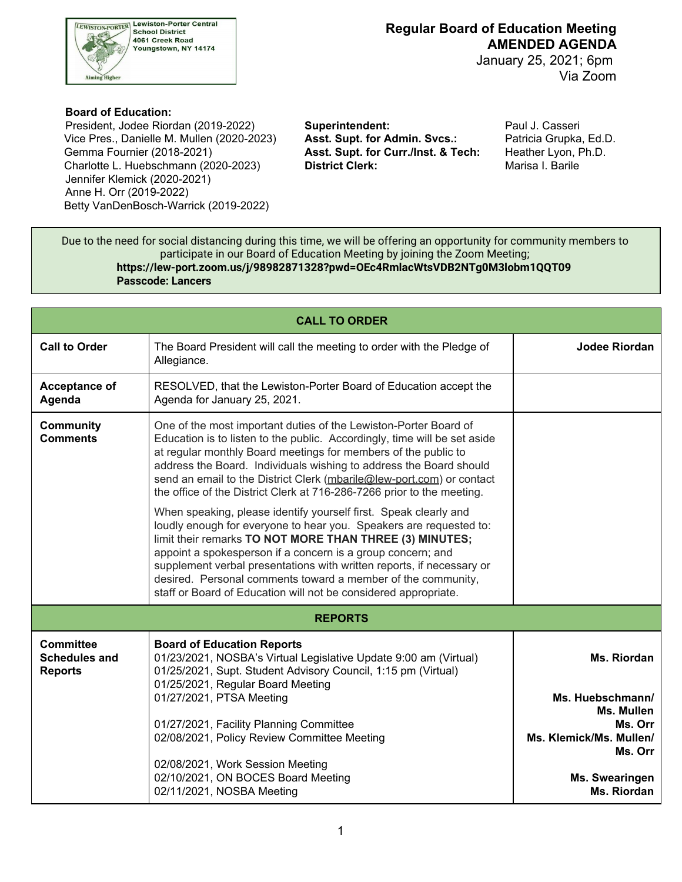Lewiston-Porter Central School District
4061 Creek Road
Youngstown, NY 14174

Aiming Higher

# Regular Board of Education Meeting
## AMENDED AGENDA
January 25, 2021; 6pm
Via Zoom

**Board of Education:**
President, Jodee Riordan (2019-2022)
Vice Pres., Danielle M. Mullen (2020-2023)
Gemma Fournier (2018-2021)
Charlotte L. Huebschmann (2020-2023)
Jennifer Klemick (2020-2021)
Anne H. Orr (2019-2022)
Betty VanDenBosch-Warrick (2019-2022)

**Superintendent:** Paul J. Casseri
**Asst. Supt. for Admin. Svcs.:** Patricia Grupka, Ed.D.
**Asst. Supt. for Curr./Inst. & Tech:** Heather Lyon, Ph.D.
**District Clerk:** Marisa I. Barile

Due to the need for social distancing during this time, we will be offering an opportunity for community members to participate in our Board of Education Meeting by joining the Zoom Meeting;
**https://lew-port.zoom.us/j/98982871328?pwd=OEc4RmlacWtsVDB2NTg0M3lobm1QQT09**
**Passcode: Lancers**

| CALL TO ORDER | | |
|---|---|---|
| **Call to Order** | The Board President will call the meeting to order with the Pledge of Allegiance. | **Jodee Riordan** |
| **Acceptance of Agenda** | RESOLVED, that the Lewiston-Porter Board of Education accept the Agenda for January 25, 2021. | |
| **Community Comments** | One of the most important duties of the Lewiston-Porter Board of Education is to listen to the public. Accordingly, time will be set aside at regular monthly Board meetings for members of the public to address the Board. Individuals wishing to address the Board should send an email to the District Clerk (mbarile@lew-port.com) or contact the office of the District Clerk at 716-286-7266 prior to the meeting.<br><br>When speaking, please identify yourself first. Speak clearly and loudly enough for everyone to hear you. Speakers are requested to: limit their remarks **TO NOT MORE THAN THREE (3) MINUTES;** appoint a spokesperson if a concern is a group concern; and supplement verbal presentations with written reports, if necessary or desired. Personal comments toward a member of the community, staff or Board of Education will not be considered appropriate. | |
| **REPORTS** | | |
| **Committee Schedules and Reports** | **Board of Education Reports**<br>01/23/2021, NOSBA's Virtual Legislative Update 9:00 am (Virtual)<br>01/25/2021, Supt. Student Advisory Council, 1:15 pm (Virtual)<br>01/25/2021, Regular Board Meeting<br>01/27/2021, PTSA Meeting<br><br>01/27/2021, Facility Planning Committee<br>02/08/2021, Policy Review Committee Meeting<br><br>02/08/2021, Work Session Meeting<br>02/10/2021, ON BOCES Board Meeting<br>02/11/2021, NOSBA Meeting | **Ms. Riordan**<br><br><br>**Ms. Huebschmann/ Ms. Mullen**<br>**Ms. Orr**<br>**Ms. Klemick/Ms. Mullen/ Ms. Orr**<br><br>**Ms. Swearingen**<br>**Ms. Riordan** |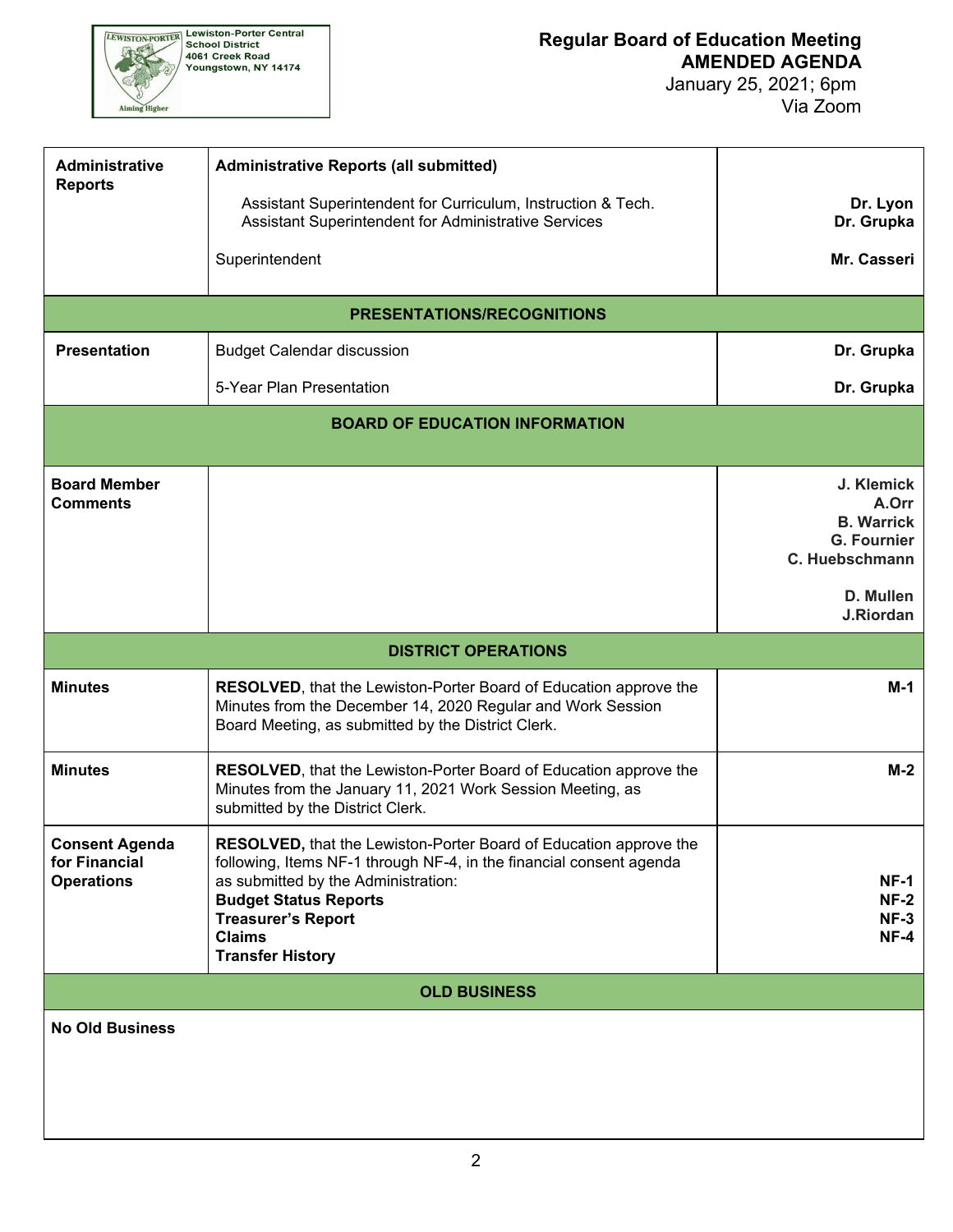**Lewiston-Porter Central School District**
**4061 Creek Road**
**Youngstown, NY 14174**

# Regular Board of Education Meeting
## AMENDED AGENDA

January 25, 2021; 6pm
Via Zoom

| | | |
|---|---|---|
| **Administrative Reports** | **Administrative Reports (all submitted)**<br><br>Assistant Superintendent for Curriculum, Instruction & Tech.<br>Assistant Superintendent for Administrative Services<br><br>Superintendent | <br><br>**Dr. Lyon**<br>**Dr. Grupka**<br><br>**Mr. Casseri** |
| | **PRESENTATIONS/RECOGNITIONS** | |
| **Presentation** | Budget Calendar discussion<br><br>5-Year Plan Presentation | **Dr. Grupka**<br><br>**Dr. Grupka** |
| | **BOARD OF EDUCATION INFORMATION** | |
| **Board Member Comments** | | **J. Klemick**<br>**A.Orr**<br>**B. Warrick**<br>**G. Fournier**<br>**C. Huebschmann**<br><br>**D. Mullen**<br>**J.Riordan** |
| | **DISTRICT OPERATIONS** | |
| **Minutes** | **RESOLVED**, that the Lewiston-Porter Board of Education approve the Minutes from the December 14, 2020 Regular and Work Session Board Meeting, as submitted by the District Clerk. | **M-1** |
| **Minutes** | **RESOLVED**, that the Lewiston-Porter Board of Education approve the Minutes from the January 11, 2021 Work Session Meeting, as submitted by the District Clerk. | **M-2** |
| **Consent Agenda for Financial Operations** | **RESOLVED,** that the Lewiston-Porter Board of Education approve the following, Items NF-1 through NF-4, in the financial consent agenda as submitted by the Administration:<br>**Budget Status Reports**<br>**Treasurer's Report**<br>**Claims**<br>**Transfer History** | <br><br><br>**NF-1**<br>**NF-2**<br>**NF-3**<br>**NF-4** |
| | **OLD BUSINESS** | |
| **No Old Business** | | |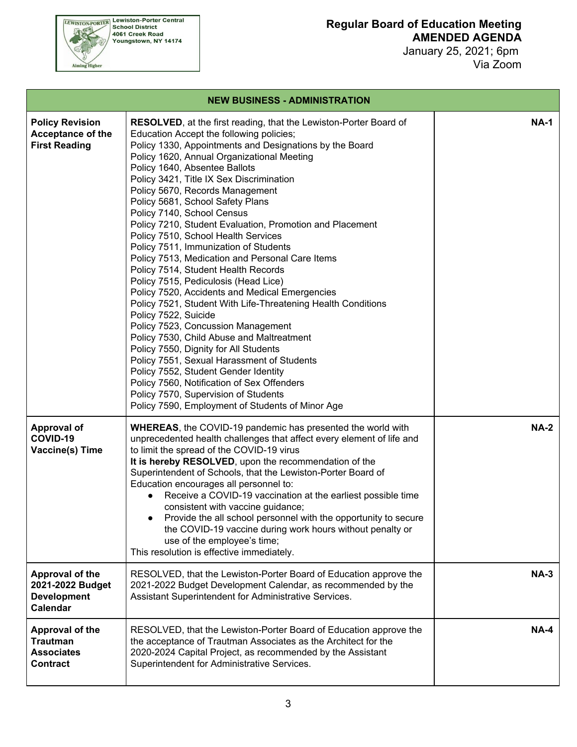Lewiston-Porter Central School District
4061 Creek Road
Youngstown, NY 14174

Aiming Higher

**Regular Board of Education Meeting**
**AMENDED AGENDA**
January 25, 2021; 6pm
Via Zoom

| **NEW BUSINESS - ADMINISTRATION** | | |
|---|---|---|
| **Policy Revision Acceptance of the First Reading** | **RESOLVED**, at the first reading, that the Lewiston-Porter Board of Education Accept the following policies;<br>Policy 1330, Appointments and Designations by the Board<br>Policy 1620, Annual Organizational Meeting<br>Policy 1640, Absentee Ballots<br>Policy 3421, Title IX Sex Discrimination<br>Policy 5670, Records Management<br>Policy 5681, School Safety Plans<br>Policy 7140, School Census<br>Policy 7210, Student Evaluation, Promotion and Placement<br>Policy 7510, School Health Services<br>Policy 7511, Immunization of Students<br>Policy 7513, Medication and Personal Care Items<br>Policy 7514, Student Health Records<br>Policy 7515, Pediculosis (Head Lice)<br>Policy 7520, Accidents and Medical Emergencies<br>Policy 7521, Student With Life-Threatening Health Conditions<br>Policy 7522, Suicide<br>Policy 7523, Concussion Management<br>Policy 7530, Child Abuse and Maltreatment<br>Policy 7550, Dignity for All Students<br>Policy 7551, Sexual Harassment of Students<br>Policy 7552, Student Gender Identity<br>Policy 7560, Notification of Sex Offenders<br>Policy 7570, Supervision of Students<br>Policy 7590, Employment of Students of Minor Age | **NA-1** |
| **Approval of COVID-19 Vaccine(s) Time** | **WHEREAS**, the COVID-19 pandemic has presented the world with unprecedented health challenges that affect every element of life and to limit the spread of the COVID-19 virus<br>**It is hereby RESOLVED**, upon the recommendation of the Superintendent of Schools, that the Lewiston-Porter Board of Education encourages all personnel to:<br>• Receive a COVID-19 vaccination at the earliest possible time consistent with vaccine guidance;<br>• Provide the all school personnel with the opportunity to secure the COVID-19 vaccine during work hours without penalty or use of the employee's time;<br>This resolution is effective immediately. | **NA-2** |
| **Approval of the 2021-2022 Budget Development Calendar** | RESOLVED, that the Lewiston-Porter Board of Education approve the 2021-2022 Budget Development Calendar, as recommended by the Assistant Superintendent for Administrative Services. | **NA-3** |
| **Approval of the Trautman Associates Contract** | RESOLVED, that the Lewiston-Porter Board of Education approve the the acceptance of Trautman Associates as the Architect for the 2020-2024 Capital Project, as recommended by the Assistant Superintendent for Administrative Services. | **NA-4** |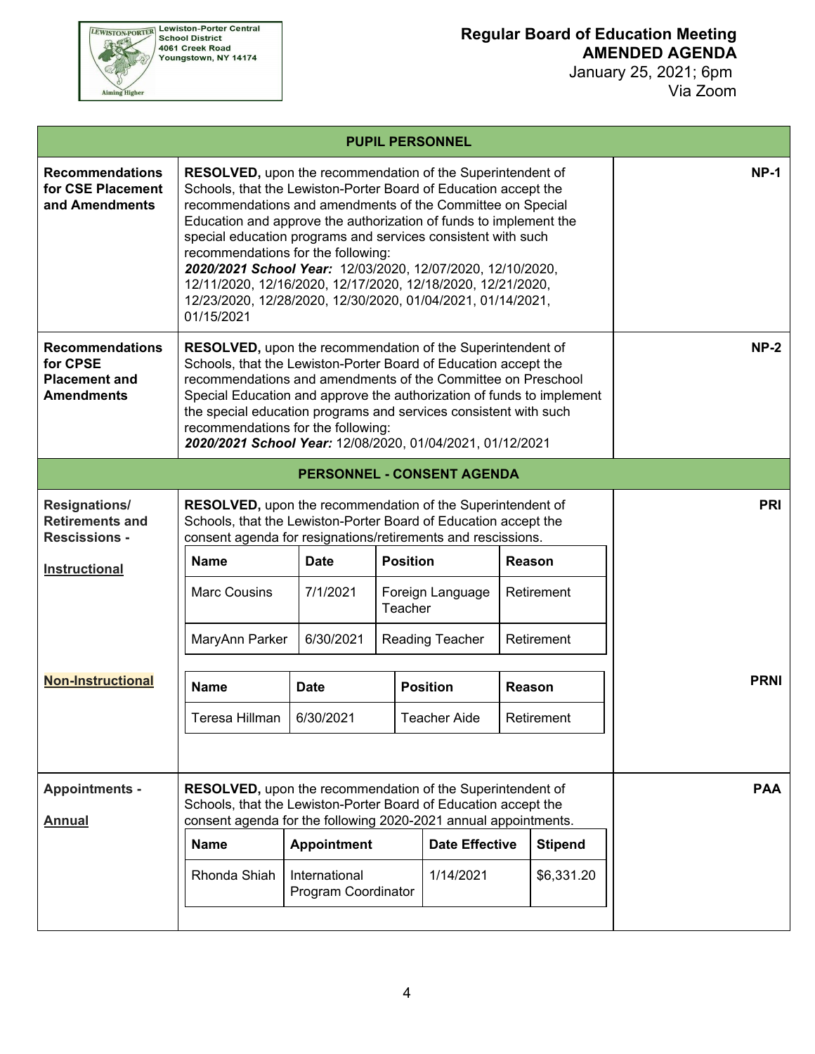Lewiston-Porter Central School District
4061 Creek Road
Youngstown, NY 14174

**Regular Board of Education Meeting**
**AMENDED AGENDA**
January 25, 2021; 6pm
Via Zoom

## PUPIL PERSONNEL

**Recommendations for CSE Placement and Amendments** — **NP-1**

**RESOLVED,** upon the recommendation of the Superintendent of Schools, that the Lewiston-Porter Board of Education accept the recommendations and amendments of the Committee on Special Education and approve the authorization of funds to implement the special education programs and services consistent with such recommendations for the following:
***2020/2021 School Year:*** 12/03/2020, 12/07/2020, 12/10/2020, 12/11/2020, 12/16/2020, 12/17/2020, 12/18/2020, 12/21/2020, 12/23/2020, 12/28/2020, 12/30/2020, 01/04/2021, 01/14/2021, 01/15/2021

**Recommendations for CPSE Placement and Amendments** — **NP-2**

**RESOLVED,** upon the recommendation of the Superintendent of Schools, that the Lewiston-Porter Board of Education accept the recommendations and amendments of the Committee on Preschool Special Education and approve the authorization of funds to implement the special education programs and services consistent with such recommendations for the following:
***2020/2021 School Year:*** 12/08/2020, 01/04/2021, 01/12/2021

## PERSONNEL - CONSENT AGENDA

**Resignations/ Retirements and Rescissions -**

**Instructional** — **PRI**

**RESOLVED,** upon the recommendation of the Superintendent of Schools, that the Lewiston-Porter Board of Education accept the consent agenda for resignations/retirements and rescissions.

| Name | Date | Position | Reason |
|---|---|---|---|
| Marc Cousins | 7/1/2021 | Foreign Language Teacher | Retirement |
| MaryAnn Parker | 6/30/2021 | Reading Teacher | Retirement |

**Non-Instructional** — **PRNI**

| Name | Date | Position | Reason |
|---|---|---|---|
| Teresa Hillman | 6/30/2021 | Teacher Aide | Retirement |

**Appointments -**

**Annual** — **PAA**

**RESOLVED,** upon the recommendation of the Superintendent of Schools, that the Lewiston-Porter Board of Education accept the consent agenda for the following 2020-2021 annual appointments.

| Name | Appointment | Date Effective | Stipend |
|---|---|---|---|
| Rhonda Shiah | International Program Coordinator | 1/14/2021 | $6,331.20 |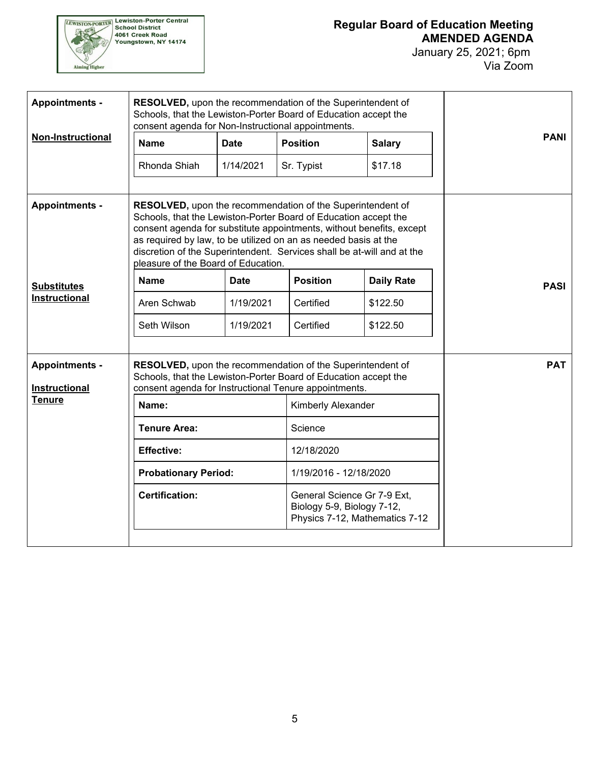**Lewiston-Porter Central School District**
4061 Creek Road
Youngstown, NY 14174

**Regular Board of Education Meeting**
**AMENDED AGENDA**
January 25, 2021; 6pm
Via Zoom

**Appointments -**

**Non-Instructional**

**RESOLVED,** upon the recommendation of the Superintendent of Schools, that the Lewiston-Porter Board of Education accept the consent agenda for Non-Instructional appointments.

| Name | Date | Position | Salary |
|---|---|---|---|
| Rhonda Shiah | 1/14/2021 | Sr. Typist | $17.18 |

**PANI**

**Appointments -**

**Substitutes Instructional**

**RESOLVED,** upon the recommendation of the Superintendent of Schools, that the Lewiston-Porter Board of Education accept the consent agenda for substitute appointments, without benefits, except as required by law, to be utilized on an as needed basis at the discretion of the Superintendent. Services shall be at-will and at the pleasure of the Board of Education.

| Name | Date | Position | Daily Rate |
|---|---|---|---|
| Aren Schwab | 1/19/2021 | Certified | $122.50 |
| Seth Wilson | 1/19/2021 | Certified | $122.50 |

**PASI**

**Appointments -**

**Instructional Tenure**

**RESOLVED,** upon the recommendation of the Superintendent of Schools, that the Lewiston-Porter Board of Education accept the consent agenda for Instructional Tenure appointments.

| | |
|---|---|
| **Name:** | Kimberly Alexander |
| **Tenure Area:** | Science |
| **Effective:** | 12/18/2020 |
| **Probationary Period:** | 1/19/2016 - 12/18/2020 |
| **Certification:** | General Science Gr 7-9 Ext, Biology 5-9, Biology 7-12, Physics 7-12, Mathematics 7-12 |

**PAT**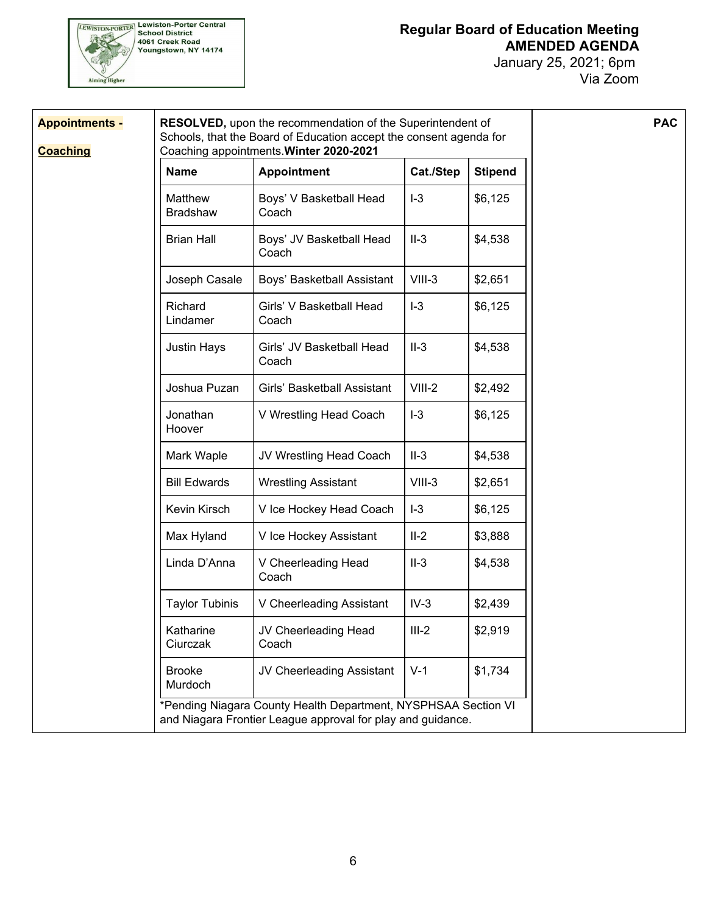Lewiston-Porter Central School District
4061 Creek Road
Youngstown, NY 14174

# Regular Board of Education Meeting
## AMENDED AGENDA
January 25, 2021; 6pm
Via Zoom

**Appointments - Coaching**

**RESOLVED,** upon the recommendation of the Superintendent of Schools, that the Board of Education accept the consent agenda for Coaching appointments.**Winter 2020-2021**

**PAC**

| Name | Appointment | Cat./Step | Stipend |
|---|---|---|---|
| Matthew Bradshaw | Boys' V Basketball Head Coach | I-3 | $6,125 |
| Brian Hall | Boys' JV Basketball Head Coach | II-3 | $4,538 |
| Joseph Casale | Boys' Basketball Assistant | VIII-3 | $2,651 |
| Richard Lindamer | Girls' V Basketball Head Coach | I-3 | $6,125 |
| Justin Hays | Girls' JV Basketball Head Coach | II-3 | $4,538 |
| Joshua Puzan | Girls' Basketball Assistant | VIII-2 | $2,492 |
| Jonathan Hoover | V Wrestling Head Coach | I-3 | $6,125 |
| Mark Waple | JV Wrestling Head Coach | II-3 | $4,538 |
| Bill Edwards | Wrestling Assistant | VIII-3 | $2,651 |
| Kevin Kirsch | V Ice Hockey Head Coach | I-3 | $6,125 |
| Max Hyland | V Ice Hockey Assistant | II-2 | $3,888 |
| Linda D'Anna | V Cheerleading Head Coach | II-3 | $4,538 |
| Taylor Tubinis | V Cheerleading Assistant | IV-3 | $2,439 |
| Katharine Ciurczak | JV Cheerleading Head Coach | III-2 | $2,919 |
| Brooke Murdoch | JV Cheerleading Assistant | V-1 | $1,734 |

*Pending Niagara County Health Department, NYSPHSAA Section VI and Niagara Frontier League approval for play and guidance.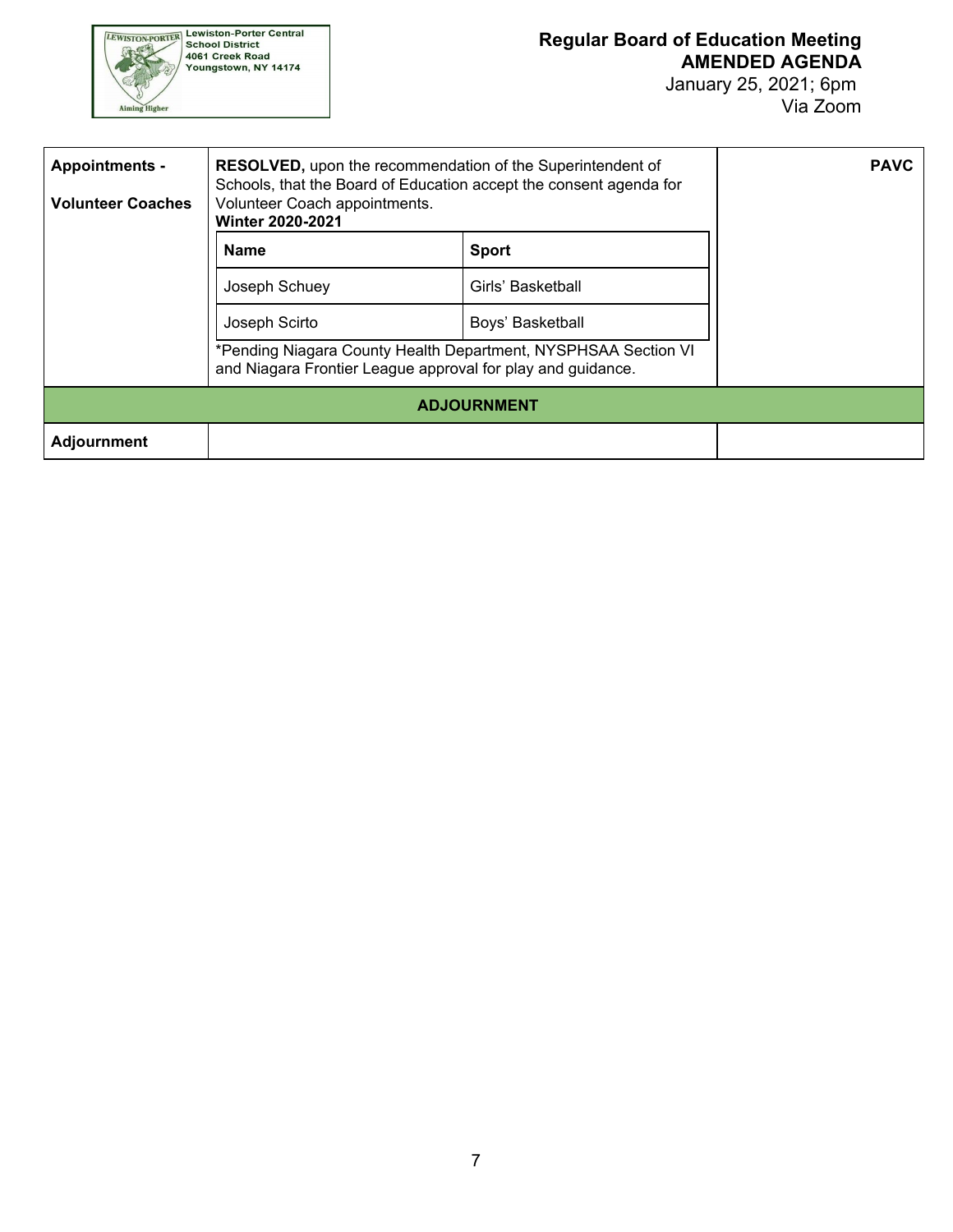Lewiston-Porter Central School District
4061 Creek Road
Youngstown, NY 14174

**Regular Board of Education Meeting**
**AMENDED AGENDA**
January 25, 2021; 6pm
Via Zoom

| | | |
|---|---|---|
| **Appointments - Volunteer Coaches** | **RESOLVED,** upon the recommendation of the Superintendent of Schools, that the Board of Education accept the consent agenda for Volunteer Coach appointments.<br>**Winter 2020-2021**<br>**Name** / **Sport**<br>Joseph Schuey / Girls' Basketball<br>Joseph Scirto / Boys' Basketball<br>*Pending Niagara County Health Department, NYSPHSAA Section VI and Niagara Frontier League approval for play and guidance. | **PAVC** |
| **ADJOURNMENT** | | |
| **Adjournment** | | |